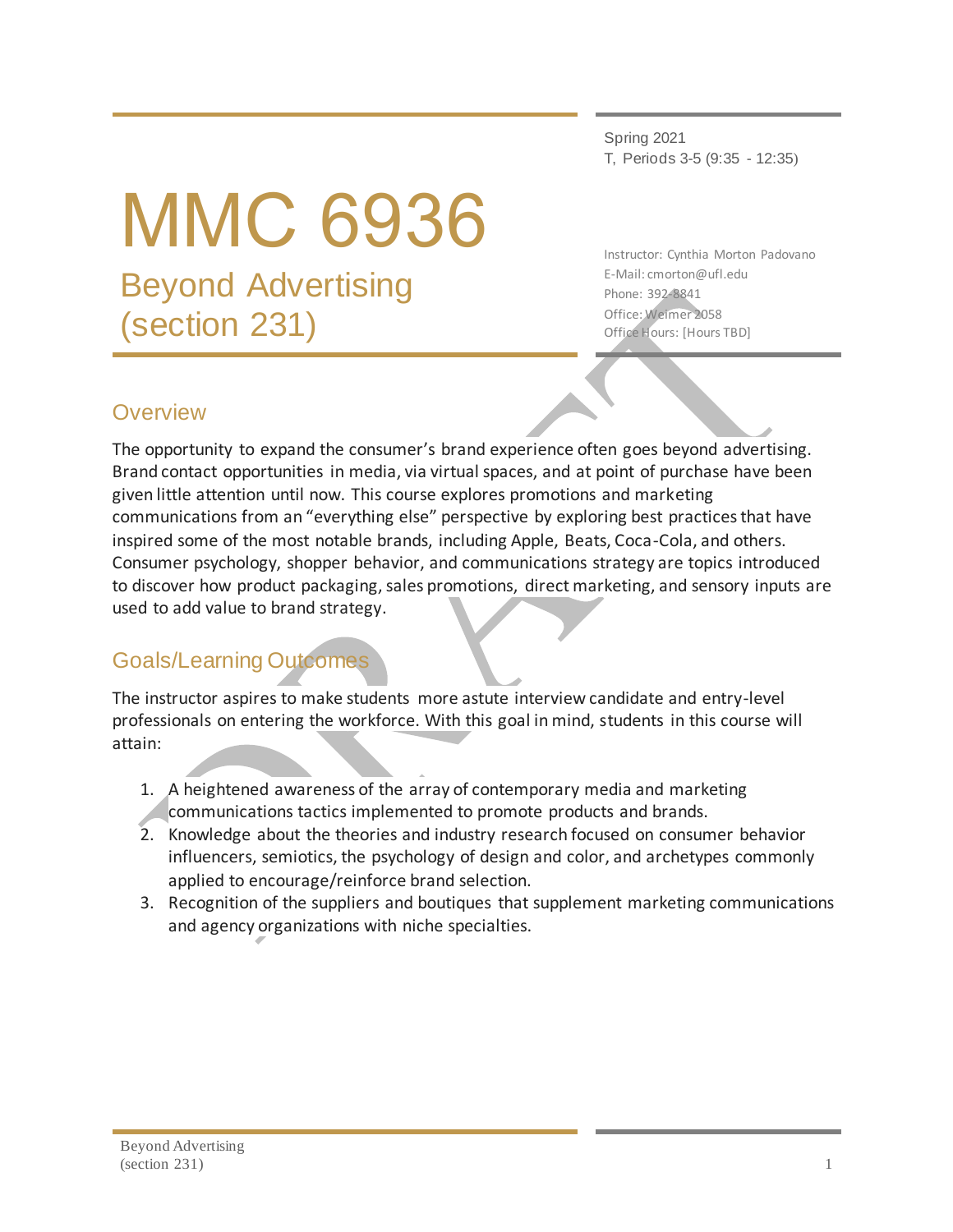Spring 2021
T, Periods 3-5 (9:35 - 12:35)

# MMC 6936

## Beyond Advertising (section 231)

Instructor: Cynthia Morton Padovano
E-Mail: cmorton@ufl.edu
Phone: 392-8841
Office: Weimer 2058
Office Hours: [Hours TBD]

## Overview

The opportunity to expand the consumer's brand experience often goes beyond advertising. Brand contact opportunities in media, via virtual spaces, and at point of purchase have been given little attention until now. This course explores promotions and marketing communications from an "everything else" perspective by exploring best practices that have inspired some of the most notable brands, including Apple, Beats, Coca-Cola, and others. Consumer psychology, shopper behavior, and communications strategy are topics introduced to discover how product packaging, sales promotions, direct marketing, and sensory inputs are used to add value to brand strategy.

## Goals/Learning Outcomes

The instructor aspires to make students more astute interview candidate and entry-level professionals on entering the workforce. With this goal in mind, students in this course will attain:

1. A heightened awareness of the array of contemporary media and marketing communications tactics implemented to promote products and brands.
2. Knowledge about the theories and industry research focused on consumer behavior influencers, semiotics, the psychology of design and color, and archetypes commonly applied to encourage/reinforce brand selection.
3. Recognition of the suppliers and boutiques that supplement marketing communications and agency organizations with niche specialties.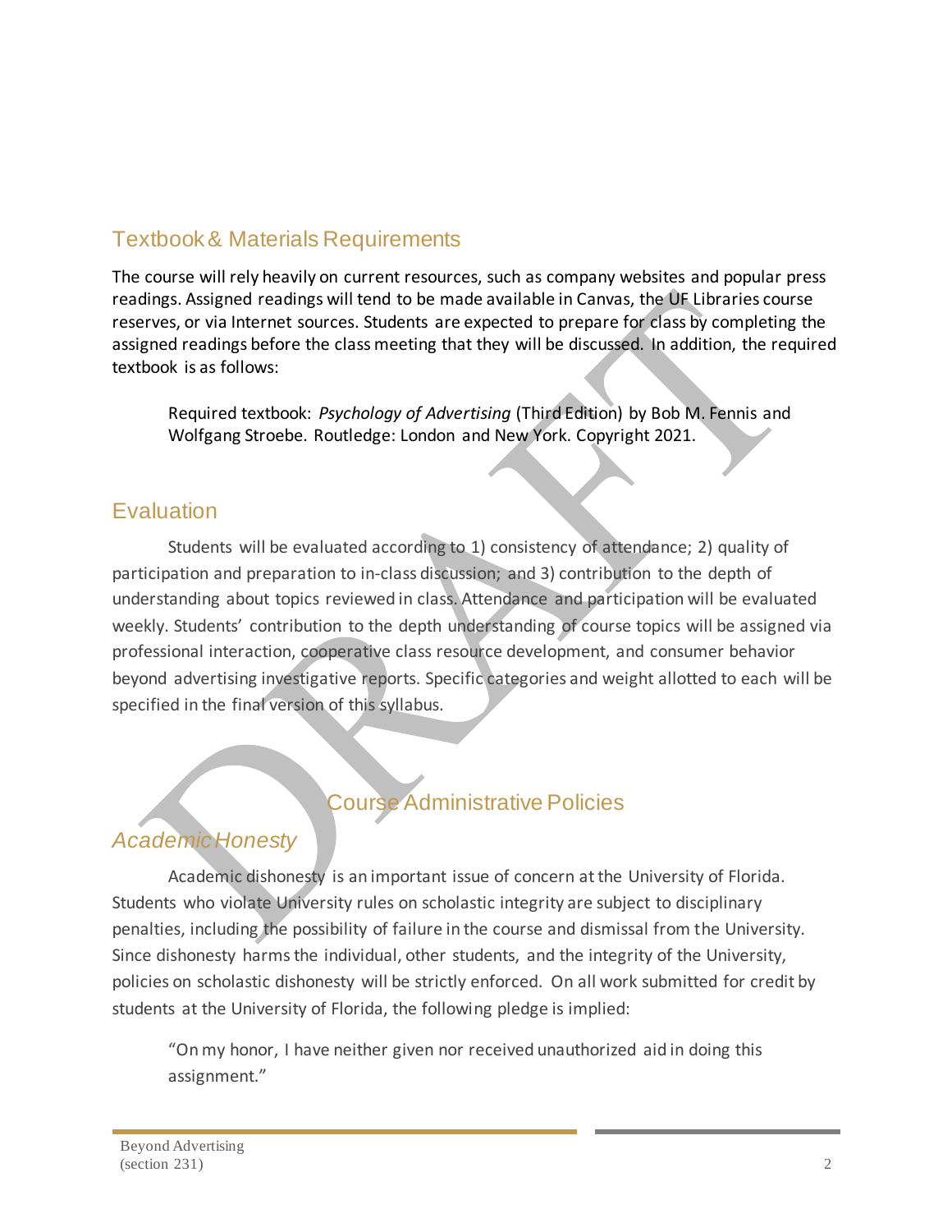## Textbook & Materials Requirements

The course will rely heavily on current resources, such as company websites and popular press readings. Assigned readings will tend to be made available in Canvas, the UF Libraries course reserves, or via Internet sources. Students are expected to prepare for class by completing the assigned readings before the class meeting that they will be discussed. In addition, the required textbook is as follows:

> Required textbook: *Psychology of Advertising* (Third Edition) by Bob M. Fennis and Wolfgang Stroebe. Routledge: London and New York. Copyright 2021.

## Evaluation

Students will be evaluated according to 1) consistency of attendance; 2) quality of participation and preparation to in-class discussion; and 3) contribution to the depth of understanding about topics reviewed in class. Attendance and participation will be evaluated weekly. Students' contribution to the depth understanding of course topics will be assigned via professional interaction, cooperative class resource development, and consumer behavior beyond advertising investigative reports. Specific categories and weight allotted to each will be specified in the final version of this syllabus.

## Course Administrative Policies

### *Academic Honesty*

Academic dishonesty is an important issue of concern at the University of Florida. Students who violate University rules on scholastic integrity are subject to disciplinary penalties, including the possibility of failure in the course and dismissal from the University. Since dishonesty harms the individual, other students, and the integrity of the University, policies on scholastic dishonesty will be strictly enforced. On all work submitted for credit by students at the University of Florida, the following pledge is implied:

> "On my honor, I have neither given nor received unauthorized aid in doing this assignment."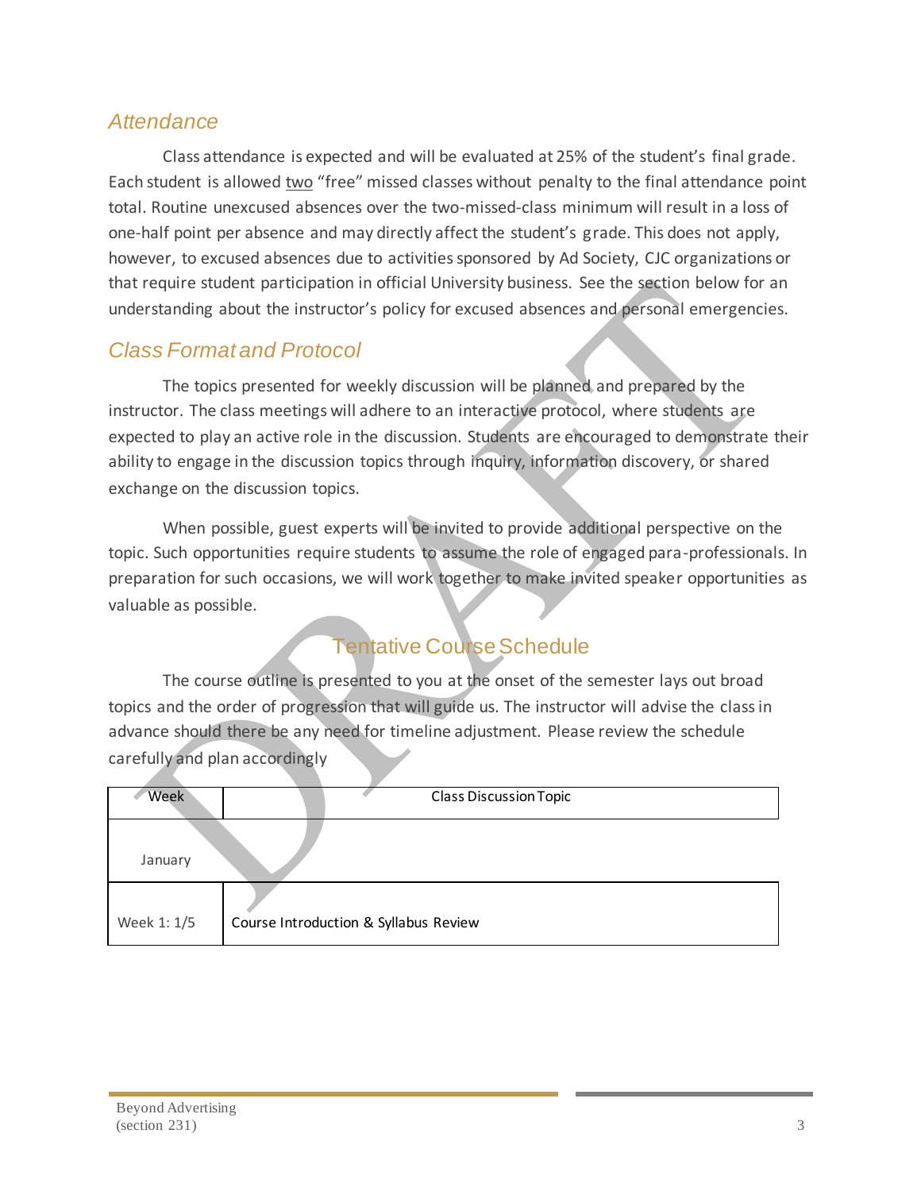## *Attendance*

Class attendance is expected and will be evaluated at 25% of the student's final grade. Each student is allowed two "free" missed classes without penalty to the final attendance point total. Routine unexcused absences over the two-missed-class minimum will result in a loss of one-half point per absence and may directly affect the student's grade. This does not apply, however, to excused absences due to activities sponsored by Ad Society, CJC organizations or that require student participation in official University business. See the section below for an understanding about the instructor's policy for excused absences and personal emergencies.

## *Class Format and Protocol*

The topics presented for weekly discussion will be planned and prepared by the instructor. The class meetings will adhere to an interactive protocol, where students are expected to play an active role in the discussion. Students are encouraged to demonstrate their ability to engage in the discussion topics through inquiry, information discovery, or shared exchange on the discussion topics.

When possible, guest experts will be invited to provide additional perspective on the topic. Such opportunities require students to assume the role of engaged para-professionals. In preparation for such occasions, we will work together to make invited speaker opportunities as valuable as possible.

# Tentative Course Schedule

The course outline is presented to you at the onset of the semester lays out broad topics and the order of progression that will guide us. The instructor will advise the class in advance should there be any need for timeline adjustment. Please review the schedule carefully and plan accordingly

| Week | Class Discussion Topic |
|---|---|
| January | |
| Week 1: 1/5 | Course Introduction & Syllabus Review |